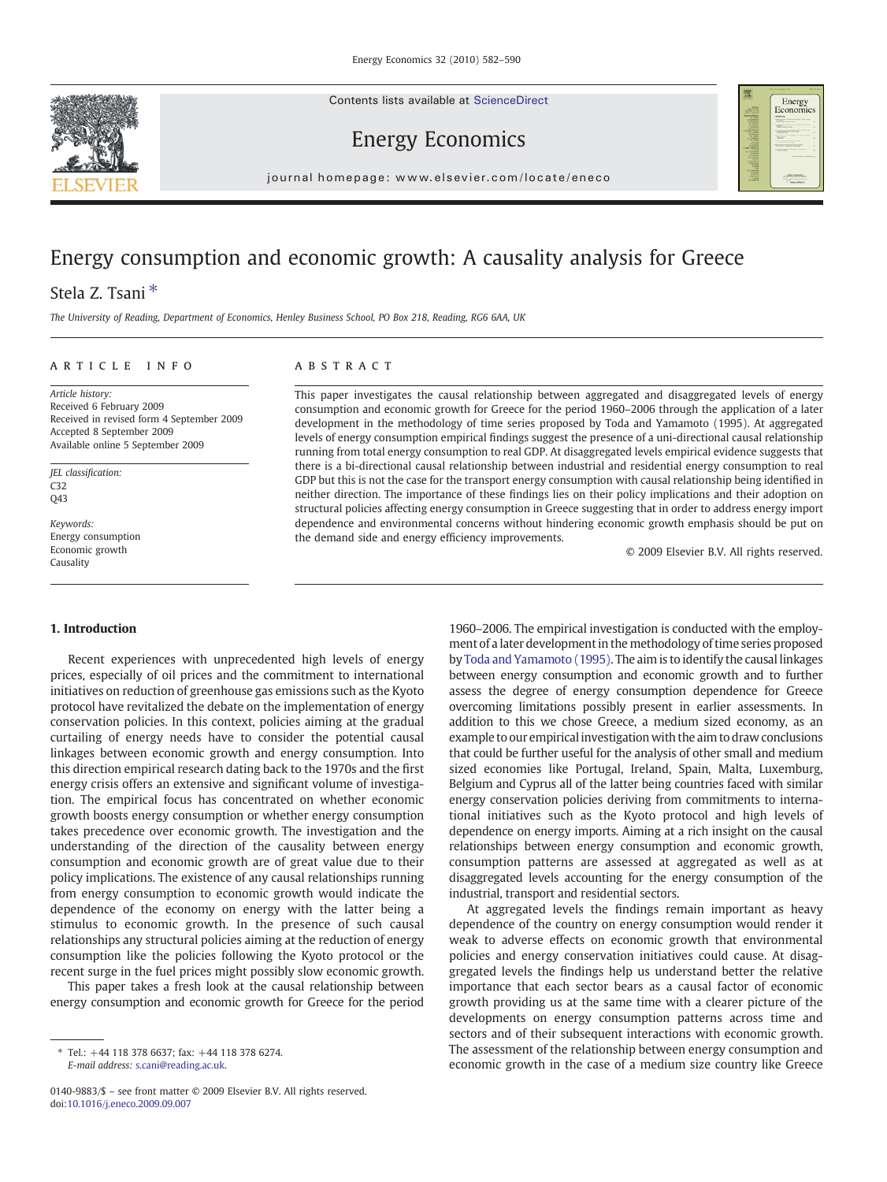# Energy consumption and economic growth: A causality analysis for Greece

Stela Z. Tsani *

*The University of Reading, Department of Economics, Henley Business School, PO Box 218, Reading, RG6 6AA, UK*

## ARTICLE INFO

*Article history:*
Received 6 February 2009
Received in revised form 4 September 2009
Accepted 8 September 2009
Available online 5 September 2009

*JEL classification:*
C32
Q43

*Keywords:*
Energy consumption
Economic growth
Causality

## ABSTRACT

This paper investigates the causal relationship between aggregated and disaggregated levels of energy consumption and economic growth for Greece for the period 1960–2006 through the application of a later development in the methodology of time series proposed by Toda and Yamamoto (1995). At aggregated levels of energy consumption empirical findings suggest the presence of a uni-directional causal relationship running from total energy consumption to real GDP. At disaggregated levels empirical evidence suggests that there is a bi-directional causal relationship between industrial and residential energy consumption to real GDP but this is not the case for the transport energy consumption with causal relationship being identified in neither direction. The importance of these findings lies on their policy implications and their adoption on structural policies affecting energy consumption in Greece suggesting that in order to address energy import dependence and environmental concerns without hindering economic growth emphasis should be put on the demand side and energy efficiency improvements.

© 2009 Elsevier B.V. All rights reserved.

## 1. Introduction

Recent experiences with unprecedented high levels of energy prices, especially of oil prices and the commitment to international initiatives on reduction of greenhouse gas emissions such as the Kyoto protocol have revitalized the debate on the implementation of energy conservation policies. In this context, policies aiming at the gradual curtailing of energy needs have to consider the potential causal linkages between economic growth and energy consumption. Into this direction empirical research dating back to the 1970s and the first energy crisis offers an extensive and significant volume of investigation. The empirical focus has concentrated on whether economic growth boosts energy consumption or whether energy consumption takes precedence over economic growth. The investigation and the understanding of the direction of the causality between energy consumption and economic growth are of great value due to their policy implications. The existence of any causal relationships running from energy consumption to economic growth would indicate the dependence of the economy on energy with the latter being a stimulus to economic growth. In the presence of such causal relationships any structural policies aiming at the reduction of energy consumption like the policies following the Kyoto protocol or the recent surge in the fuel prices might possibly slow economic growth.

This paper takes a fresh look at the causal relationship between energy consumption and economic growth for Greece for the period 1960–2006. The empirical investigation is conducted with the employment of a later development in the methodology of time series proposed by Toda and Yamamoto (1995). The aim is to identify the causal linkages between energy consumption and economic growth and to further assess the degree of energy consumption dependence for Greece overcoming limitations possibly present in earlier assessments. In addition to this we chose Greece, a medium sized economy, as an example to our empirical investigation with the aim to draw conclusions that could be further useful for the analysis of other small and medium sized economies like Portugal, Ireland, Spain, Malta, Luxemburg, Belgium and Cyprus all of the latter being countries faced with similar energy conservation policies deriving from commitments to international initiatives such as the Kyoto protocol and high levels of dependence on energy imports. Aiming at a rich insight on the causal relationships between energy consumption and economic growth, consumption patterns are assessed at aggregated as well as at disaggregated levels accounting for the energy consumption of the industrial, transport and residential sectors.

At aggregated levels the findings remain important as heavy dependence of the country on energy consumption would render it weak to adverse effects on economic growth that environmental policies and energy conservation initiatives could cause. At disaggregated levels the findings help us understand better the relative importance that each sector bears as a causal factor of economic growth providing us at the same time with a clearer picture of the developments on energy consumption patterns across time and sectors and of their subsequent interactions with economic growth. The assessment of the relationship between energy consumption and economic growth in the case of a medium size country like Greece

---

* Tel.: +44 118 378 6637; fax: +44 118 378 6274.
*E-mail address:* s.cani@reading.ac.uk.

0140-9883/$ – see front matter © 2009 Elsevier B.V. All rights reserved.
doi:10.1016/j.eneco.2009.09.007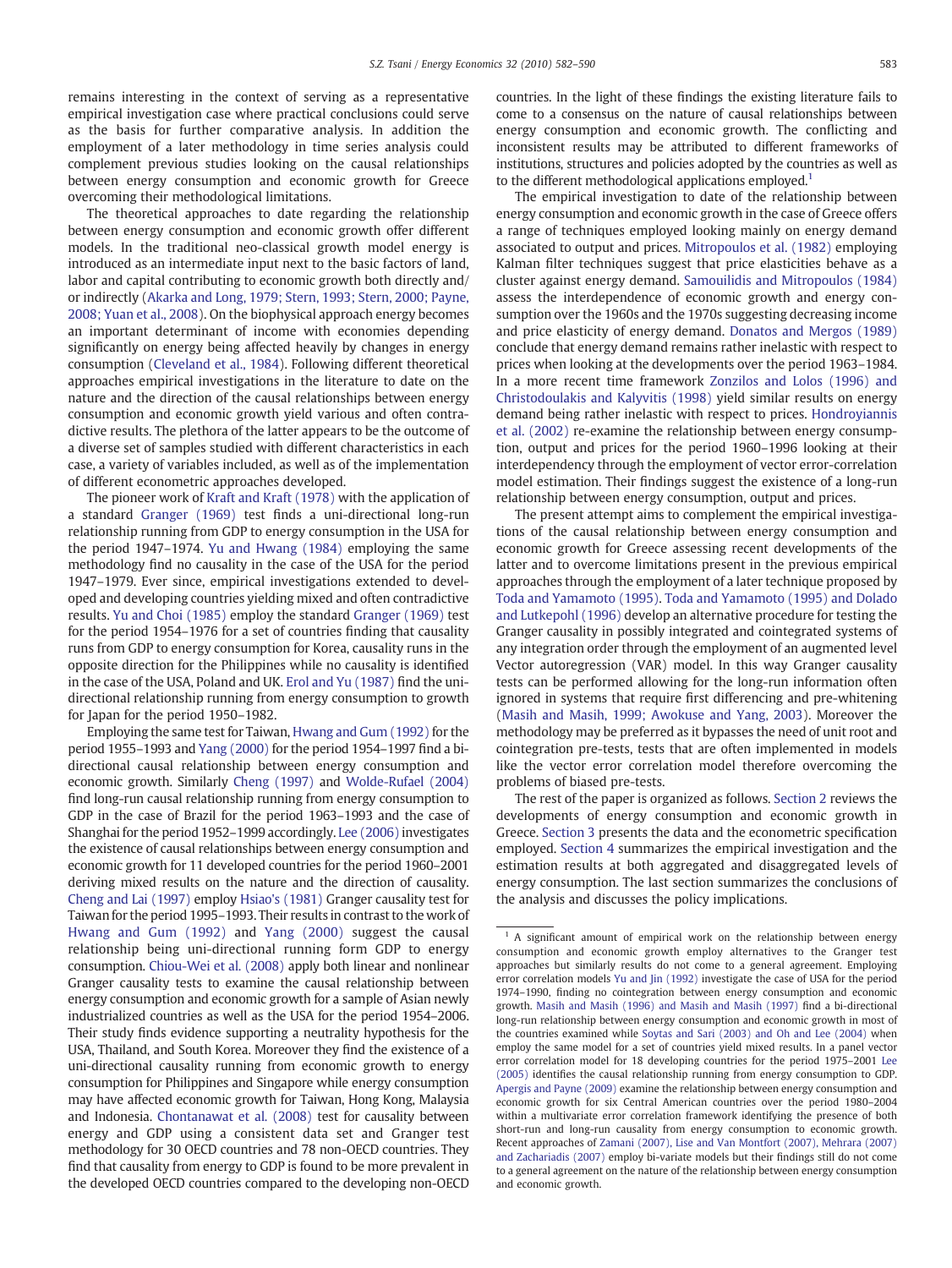remains interesting in the context of serving as a representative empirical investigation case where practical conclusions could serve as the basis for further comparative analysis. In addition the employment of a later methodology in time series analysis could complement previous studies looking on the causal relationships between energy consumption and economic growth for Greece overcoming their methodological limitations.

The theoretical approaches to date regarding the relationship between energy consumption and economic growth offer different models. In the traditional neo-classical growth model energy is introduced as an intermediate input next to the basic factors of land, labor and capital contributing to economic growth both directly and/or indirectly (Akarka and Long, 1979; Stern, 1993; Stern, 2000; Payne, 2008; Yuan et al., 2008). On the biophysical approach energy becomes an important determinant of income with economies depending significantly on energy being affected heavily by changes in energy consumption (Cleveland et al., 1984). Following different theoretical approaches empirical investigations in the literature to date on the nature and the direction of the causal relationships between energy consumption and economic growth yield various and often contradictive results. The plethora of the latter appears to be the outcome of a diverse set of samples studied with different characteristics in each case, a variety of variables included, as well as of the implementation of different econometric approaches developed.

The pioneer work of Kraft and Kraft (1978) with the application of a standard Granger (1969) test finds a uni-directional long-run relationship running from GDP to energy consumption in the USA for the period 1947–1974. Yu and Hwang (1984) employing the same methodology find no causality in the case of the USA for the period 1947–1979. Ever since, empirical investigations extended to developed and developing countries yielding mixed and often contradictive results. Yu and Choi (1985) employ the standard Granger (1969) test for the period 1954–1976 for a set of countries finding that causality runs from GDP to energy consumption for Korea, causality runs in the opposite direction for the Philippines while no causality is identified in the case of the USA, Poland and UK. Erol and Yu (1987) find the uni-directional relationship running from energy consumption to growth for Japan for the period 1950–1982.

Employing the same test for Taiwan, Hwang and Gum (1992) for the period 1955–1993 and Yang (2000) for the period 1954–1997 find a bi-directional causal relationship between energy consumption and economic growth. Similarly Cheng (1997) and Wolde-Rufael (2004) find long-run causal relationship running from energy consumption to GDP in the case of Brazil for the period 1963–1993 and the case of Shanghai for the period 1952–1999 accordingly. Lee (2006) investigates the existence of causal relationships between energy consumption and economic growth for 11 developed countries for the period 1960–2001 deriving mixed results on the nature and the direction of causality. Cheng and Lai (1997) employ Hsiao's (1981) Granger causality test for Taiwan for the period 1995–1993. Their results in contrast to the work of Hwang and Gum (1992) and Yang (2000) suggest the causal relationship being uni-directional running form GDP to energy consumption. Chiou-Wei et al. (2008) apply both linear and nonlinear Granger causality tests to examine the causal relationship between energy consumption and economic growth for a sample of Asian newly industrialized countries as well as the USA for the period 1954–2006. Their study finds evidence supporting a neutrality hypothesis for the USA, Thailand, and South Korea. Moreover they find the existence of a uni-directional causality running from economic growth to energy consumption for Philippines and Singapore while energy consumption may have affected economic growth for Taiwan, Hong Kong, Malaysia and Indonesia. Chontanawat et al. (2008) test for causality between energy and GDP using a consistent data set and Granger test methodology for 30 OECD countries and 78 non-OECD countries. They find that causality from energy to GDP is found to be more prevalent in the developed OECD countries compared to the developing non-OECD countries. In the light of these findings the existing literature fails to come to a consensus on the nature of causal relationships between energy consumption and economic growth. The conflicting and inconsistent results may be attributed to different frameworks of institutions, structures and policies adopted by the countries as well as to the different methodological applications employed.[1]

The empirical investigation to date of the relationship between energy consumption and economic growth in the case of Greece offers a range of techniques employed looking mainly on energy demand associated to output and prices. Mitropoulos et al. (1982) employing Kalman filter techniques suggest that price elasticities behave as a cluster against energy demand. Samouilidis and Mitropoulos (1984) assess the interdependence of economic growth and energy consumption over the 1960s and the 1970s suggesting decreasing income and price elasticity of energy demand. Donatos and Mergos (1989) conclude that energy demand remains rather inelastic with respect to prices when looking at the developments over the period 1963–1984. In a more recent time framework Zonzilos and Lolos (1996) and Christodoulakis and Kalyvitis (1998) yield similar results on energy demand being rather inelastic with respect to prices. Hondroyiannis et al. (2002) re-examine the relationship between energy consumption, output and prices for the period 1960–1996 looking at their interdependency through the employment of vector error-correlation model estimation. Their findings suggest the existence of a long-run relationship between energy consumption, output and prices.

The present attempt aims to complement the empirical investigations of the causal relationship between energy consumption and economic growth for Greece assessing recent developments of the latter and to overcome limitations present in the previous empirical approaches through the employment of a later technique proposed by Toda and Yamamoto (1995). Toda and Yamamoto (1995) and Dolado and Lutkepohl (1996) develop an alternative procedure for testing the Granger causality in possibly integrated and cointegrated systems of any integration order through the employment of an augmented level Vector autoregression (VAR) model. In this way Granger causality tests can be performed allowing for the long-run information often ignored in systems that require first differencing and pre-whitening (Masih and Masih, 1999; Awokuse and Yang, 2003). Moreover the methodology may be preferred as it bypasses the need of unit root and cointegration pre-tests, tests that are often implemented in models like the vector error correlation model therefore overcoming the problems of biased pre-tests.

The rest of the paper is organized as follows. Section 2 reviews the developments of energy consumption and economic growth in Greece. Section 3 presents the data and the econometric specification employed. Section 4 summarizes the empirical investigation and the estimation results at both aggregated and disaggregated levels of energy consumption. The last section summarizes the conclusions of the analysis and discusses the policy implications.

---

[1] A significant amount of empirical work on the relationship between energy consumption and economic growth employ alternatives to the Granger test approaches but similarly results do not come to a general agreement. Employing error correlation models Yu and Jin (1992) investigate the case of USA for the period 1974–1990, finding no cointegration between energy consumption and economic growth. Masih and Masih (1996) and Masih and Masih (1997) find a bi-directional long-run relationship between energy consumption and economic growth in most of the countries examined while Soytas and Sari (2003) and Oh and Lee (2004) when employ the same model for a set of countries yield mixed results. In a panel vector error correlation model for 18 developing countries for the period 1975–2001 Lee (2005) identifies the causal relationship running from energy consumption to GDP. Apergis and Payne (2009) examine the relationship between energy consumption and economic growth for six Central American countries over the period 1980–2004 within a multivariate error correlation framework identifying the presence of both short-run and long-run causality from energy consumption to economic growth. Recent approaches of Zamani (2007), Lise and Van Montfort (2007), Mehrara (2007) and Zachariadis (2007) employ bi-variate models but their findings still do not come to a general agreement on the nature of the relationship between energy consumption and economic growth.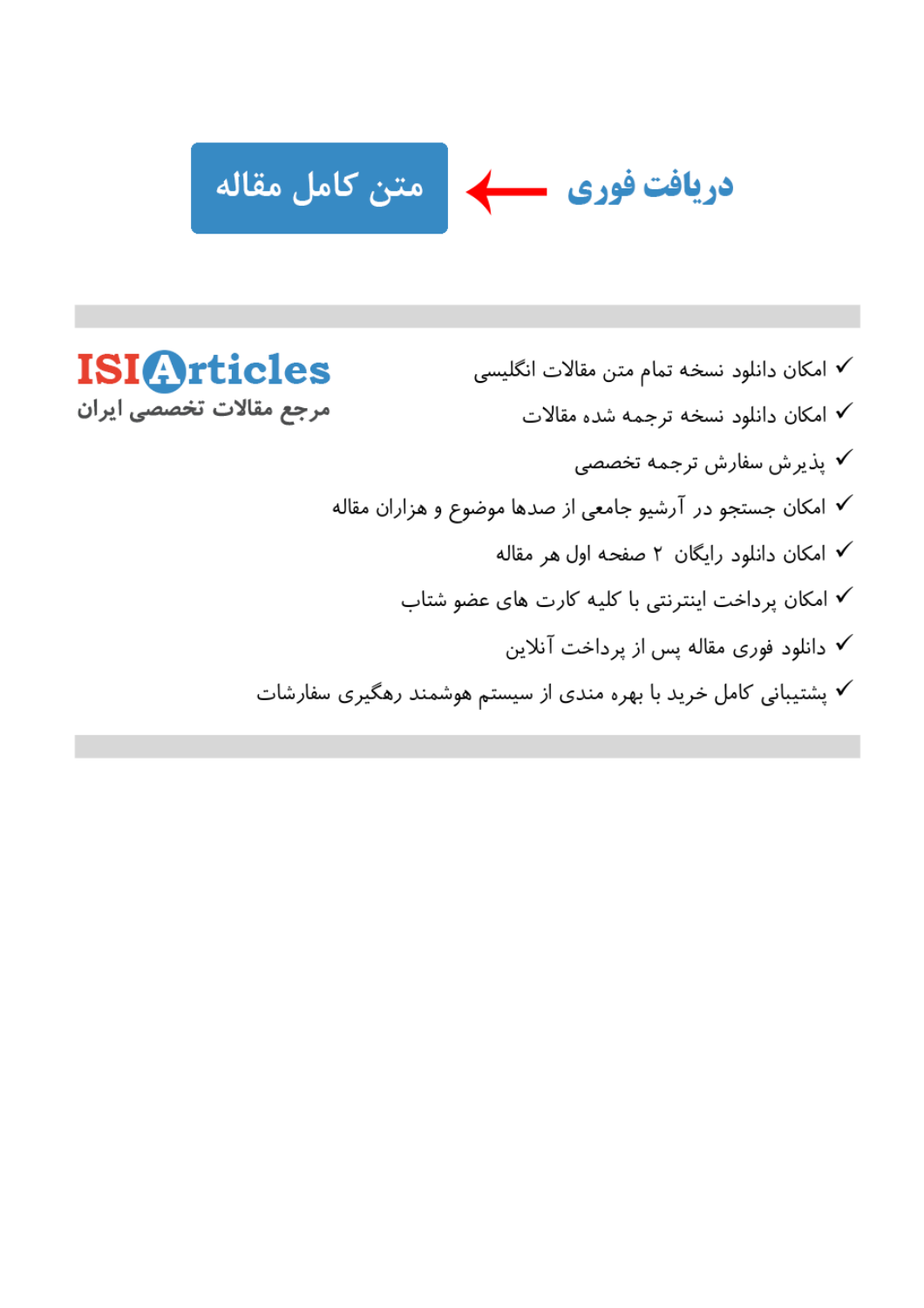دریافت فوری ← **متن کامل مقاله**

**ISIArticles**
مرجع مقالات تخصصی ایران

- ✓ امکان دانلود نسخه تمام متن مقالات انگلیسی
- ✓ امکان دانلود نسخه ترجمه شده مقالات
- ✓ پذیرش سفارش ترجمه تخصصی
- ✓ امکان جستجو در آرشیو جامعی از صدها موضوع و هزاران مقاله
- ✓ امکان دانلود رایگان ۲ صفحه اول هر مقاله
- ✓ امکان پرداخت اینترنتی با کلیه کارت های عضو شتاب
- ✓ دانلود فوری مقاله پس از پرداخت آنلاین
- ✓ پشتیبانی کامل خرید با بهره مندی از سیستم هوشمند رهگیری سفارشات